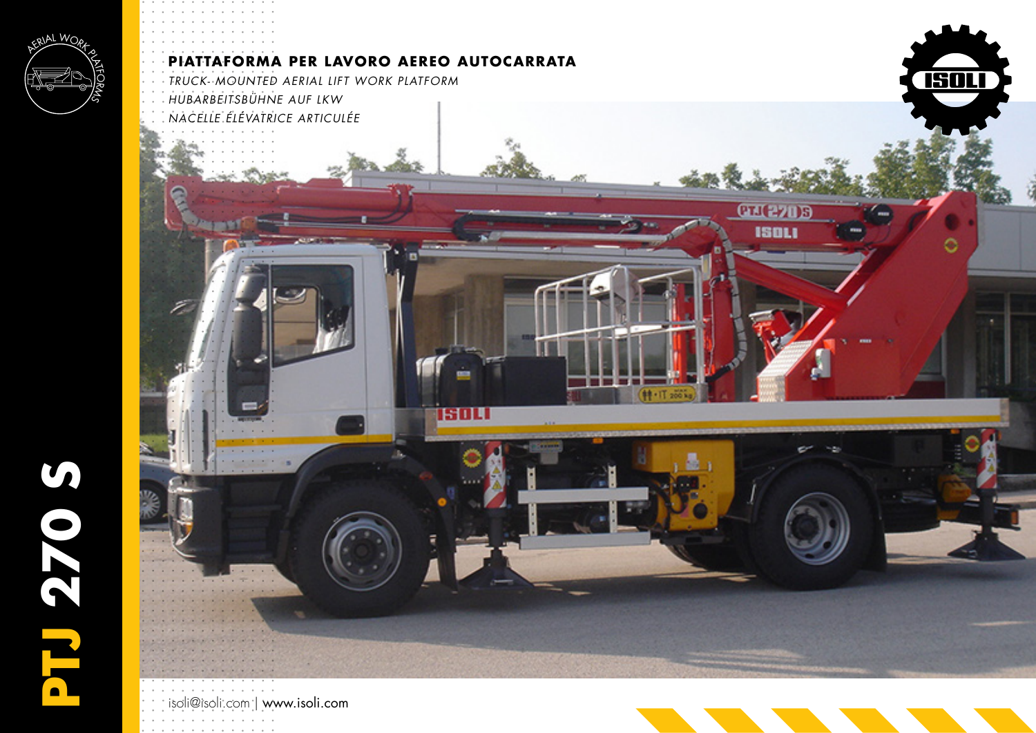# PTJ 270 S

**PIATTAFORMA PER LAVORO AEREO AUTOCARRATA**

*TRUCK- MOUNTED AERIAL LIFT WORK PLATFORM*

*HUBARBEITSBÜHNE AUF LKW*

*NACELLE ÉLÉVATRICE ARTICULÉE*

isoli@isoli.com | www.isoli.com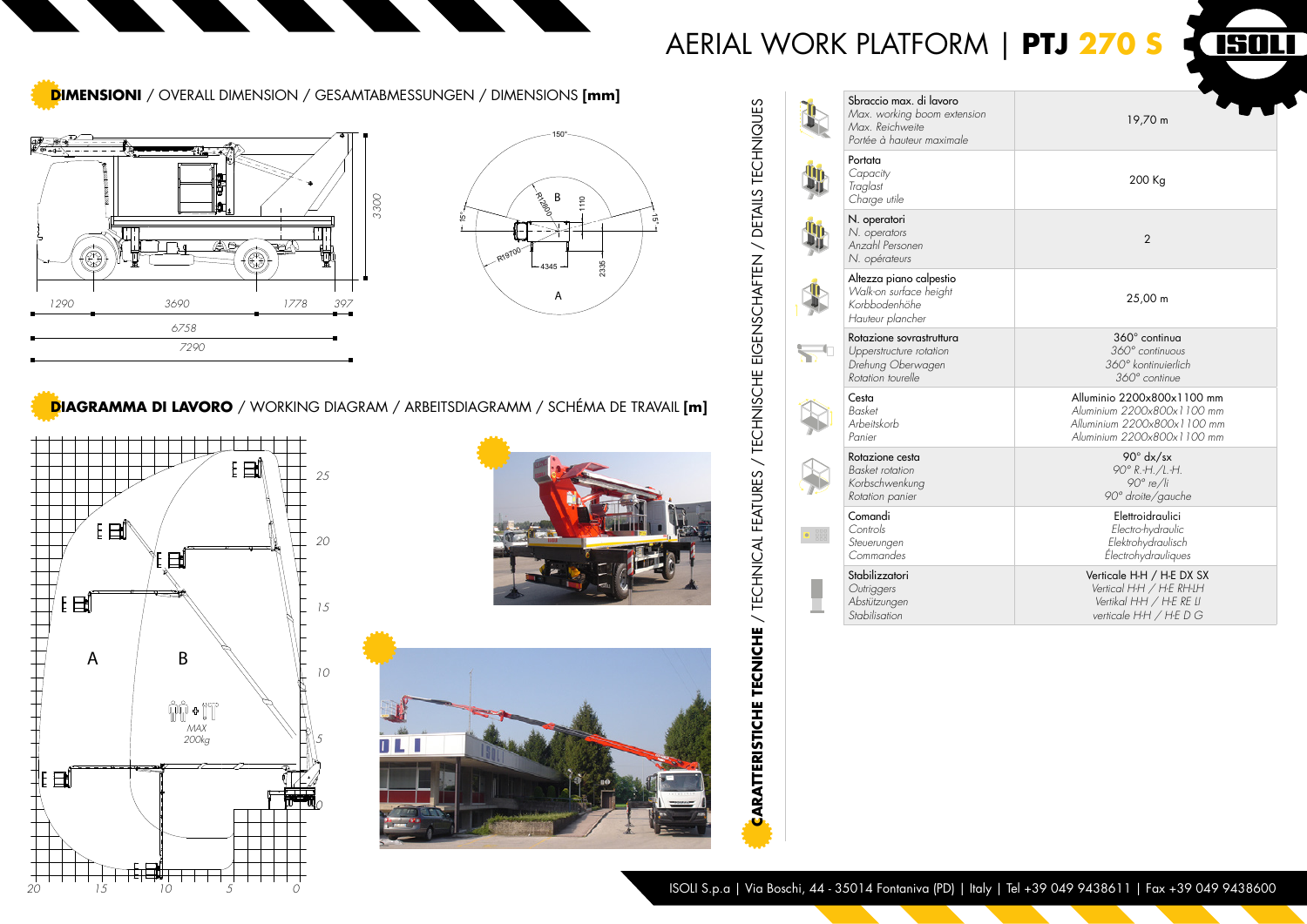# AERIAL WORK PLATFORM | PTJ 270 S

## DIMENSIONI / OVERALL DIMENSION / GESAMTABMESSUNGEN / DIMENSIONS [mm]

3300

1290 3690 1778 397

6758

7290

150°

15° 15°

R12800 B 1110

R19700 4345 2335

A

## DIAGRAMMA DI LAVORO / WORKING DIAGRAM / ARBEITSDIAGRAMM / SCHÉMA DE TRAVAIL [m]

25

20

15

10

5

0

A B

MAX 200kg

20 15 10 5 0

## CARATTERISTICHE TECNICHE / TECHNICAL FEATURES / TECHNISCHE EIGENSCHAFTEN / DETAILS TECHNIQUES

| | |
|---|---|
| Sbraccio max. di lavoro<br>*Max. working boom extension*<br>*Max. Reichweite*<br>*Portée à hauteur maximale* | 19,70 m |
| Portata<br>*Capacity*<br>*Traglast*<br>*Charge utile* | 200 Kg |
| N. operatori<br>*N. operators*<br>*Anzahl Personen*<br>*N. opérateurs* | 2 |
| Altezza piano calpestio<br>*Walk-on surface height*<br>*Korbbodenhöhe*<br>*Hauteur plancher* | 25,00 m |
| Rotazione sovrastruttura<br>*Upperstructure rotation*<br>*Drehung Oberwagen*<br>*Rotation tourelle* | 360° continua<br>*360° continuous*<br>*360° kontinuierlich*<br>*360° continue* |
| Cesta<br>*Basket*<br>*Arbeitskorb*<br>*Panier* | Alluminio 2200x800x1100 mm<br>*Aluminium 2200x800x1100 mm*<br>*Alluminium 2200x800x1100 mm*<br>*Aluminium 2200x800x1100 mm* |
| Rotazione cesta<br>*Basket rotation*<br>*Korbschwenkung*<br>*Rotation panier* | 90° dx/sx<br>*90° R.-H./L.-H.*<br>*90° re/li*<br>*90° droite/gauche* |
| Comandi<br>*Controls*<br>*Steuerungen*<br>*Commandes* | Elettroidraulici<br>*Electro-hydraulic*<br>*Elektrohydraulisch*<br>*Électrohydrauliques* |
| Stabilizzatori<br>*Outriggers*<br>*Abstützungen*<br>*Stabilisation* | Verticale H-H / H-E DX SX<br>*Vertical H-H / H-E RH-LH*<br>*Vertikal H-H / H-E RE LI*<br>*verticale H-H / H-E D G* |

ISOLI S.p.a | Via Boschi, 44 - 35014 Fontaniva (PD) | Italy | Tel +39 049 9438611 | Fax +39 049 9438600